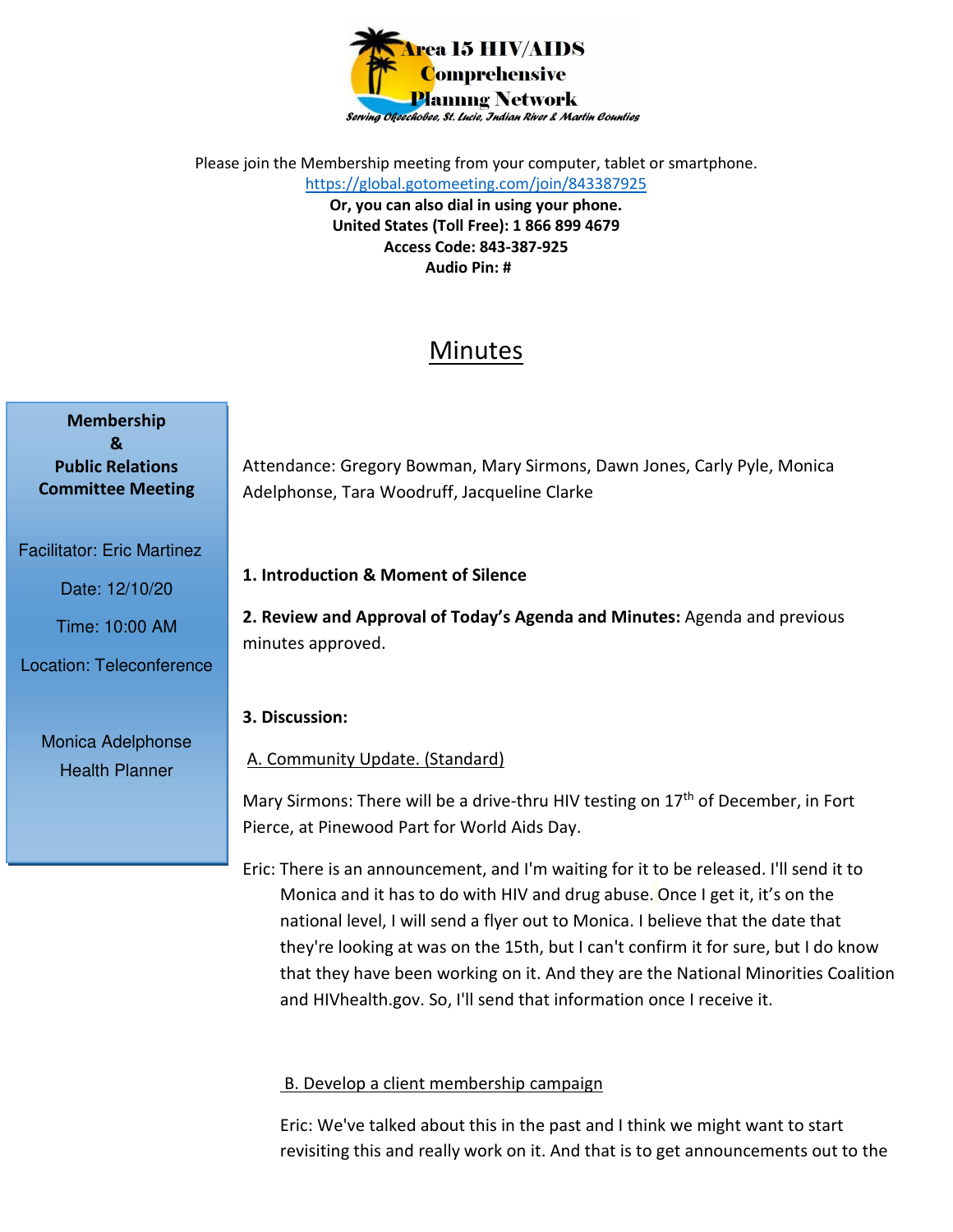**Area 15 HIV/AIDS Comprehensive Planning Network**

*Serving Okeechobee, St. Lucie, Indian River & Martin Counties*

Please join the Membership meeting from your computer, tablet or smartphone.
https://global.gotomeeting.com/join/843387925

**Or, you can also dial in using your phone.**
**United States (Toll Free): 1 866 899 4679**
**Access Code: 843-387-925**
**Audio Pin: #**

# Minutes

**Membership & Public Relations Committee Meeting**

Facilitator: Eric Martinez

Date: 12/10/20

Time: 10:00 AM

Location: Teleconference

Monica Adelphonse
Health Planner

Attendance: Gregory Bowman, Mary Sirmons, Dawn Jones, Carly Pyle, Monica Adelphonse, Tara Woodruff, Jacqueline Clarke

**1. Introduction & Moment of Silence**

**2. Review and Approval of Today's Agenda and Minutes:** Agenda and previous minutes approved.

**3. Discussion:**

A. Community Update. (Standard)

Mary Sirmons: There will be a drive-thru HIV testing on 17th of December, in Fort Pierce, at Pinewood Part for World Aids Day.

Eric: There is an announcement, and I'm waiting for it to be released. I'll send it to Monica and it has to do with HIV and drug abuse. Once I get it, it's on the national level, I will send a flyer out to Monica. I believe that the date that they're looking at was on the 15th, but I can't confirm it for sure, but I do know that they have been working on it. And they are the National Minorities Coalition and HIVhealth.gov. So, I'll send that information once I receive it.

B. Develop a client membership campaign

Eric: We've talked about this in the past and I think we might want to start revisiting this and really work on it. And that is to get announcements out to the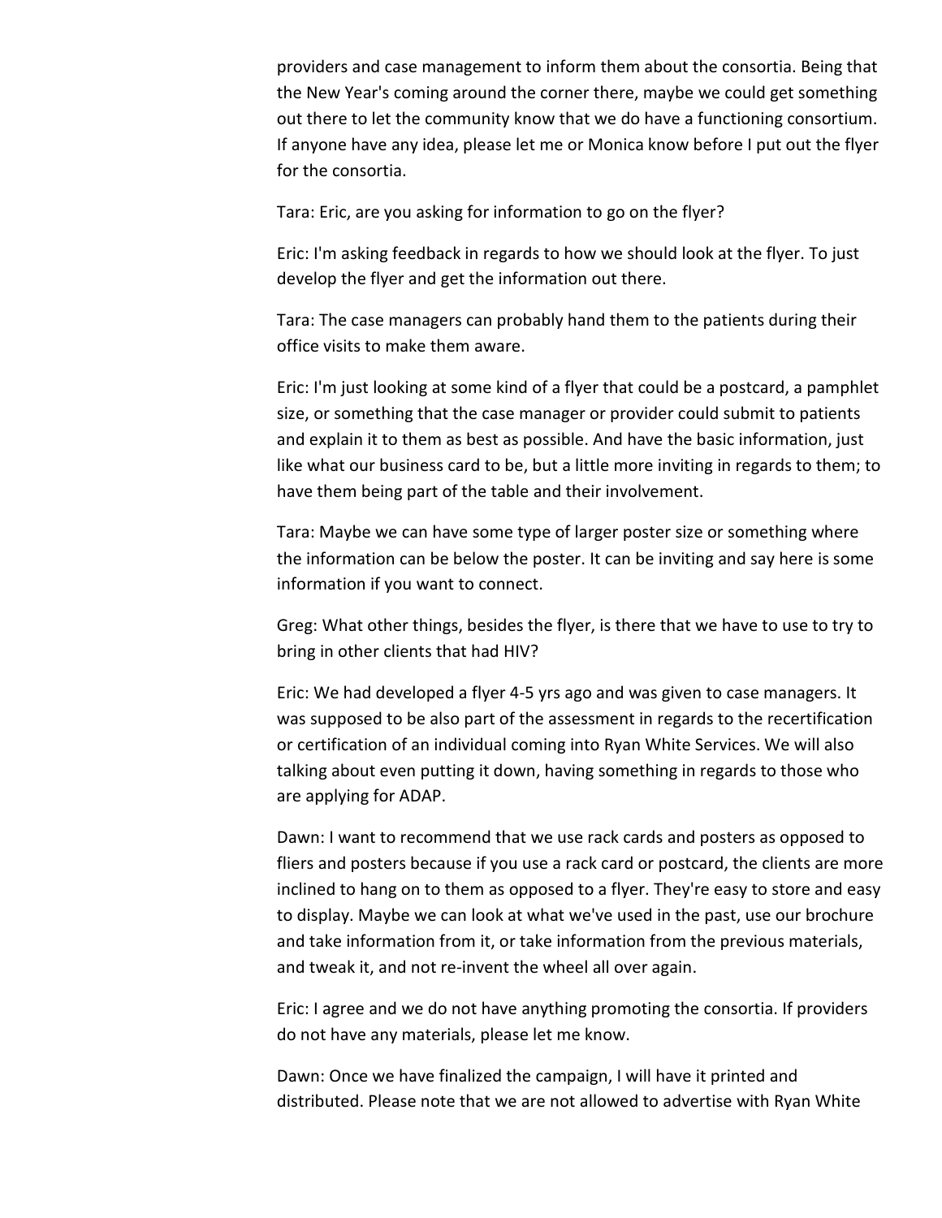providers and case management to inform them about the consortia. Being that the New Year's coming around the corner there, maybe we could get something out there to let the community know that we do have a functioning consortium. If anyone have any idea, please let me or Monica know before I put out the flyer for the consortia.

Tara: Eric, are you asking for information to go on the flyer?

Eric: I'm asking feedback in regards to how we should look at the flyer. To just develop the flyer and get the information out there.

Tara: The case managers can probably hand them to the patients during their office visits to make them aware.

Eric: I'm just looking at some kind of a flyer that could be a postcard, a pamphlet size, or something that the case manager or provider could submit to patients and explain it to them as best as possible. And have the basic information, just like what our business card to be, but a little more inviting in regards to them; to have them being part of the table and their involvement.

Tara: Maybe we can have some type of larger poster size or something where the information can be below the poster. It can be inviting and say here is some information if you want to connect.

Greg: What other things, besides the flyer, is there that we have to use to try to bring in other clients that had HIV?

Eric: We had developed a flyer 4-5 yrs ago and was given to case managers. It was supposed to be also part of the assessment in regards to the recertification or certification of an individual coming into Ryan White Services. We will also talking about even putting it down, having something in regards to those who are applying for ADAP.

Dawn: I want to recommend that we use rack cards and posters as opposed to fliers and posters because if you use a rack card or postcard, the clients are more inclined to hang on to them as opposed to a flyer. They're easy to store and easy to display. Maybe we can look at what we've used in the past, use our brochure and take information from it, or take information from the previous materials, and tweak it, and not re-invent the wheel all over again.

Eric: I agree and we do not have anything promoting the consortia. If providers do not have any materials, please let me know.

Dawn: Once we have finalized the campaign, I will have it printed and distributed. Please note that we are not allowed to advertise with Ryan White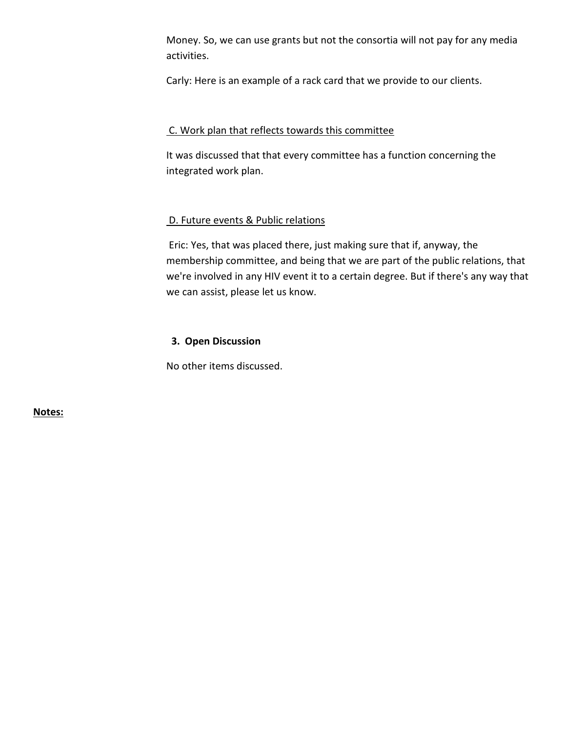Money. So, we can use grants but not the consortia will not pay for any media activities.

Carly: Here is an example of a rack card that we provide to our clients.

C. Work plan that reflects towards this committee

It was discussed that that every committee has a function concerning the integrated work plan.

D. Future events & Public relations

Eric: Yes, that was placed there, just making sure that if, anyway, the membership committee, and being that we are part of the public relations, that we're involved in any HIV event it to a certain degree. But if there's any way that we can assist, please let us know.

**3. Open Discussion**

No other items discussed.

**Notes:**